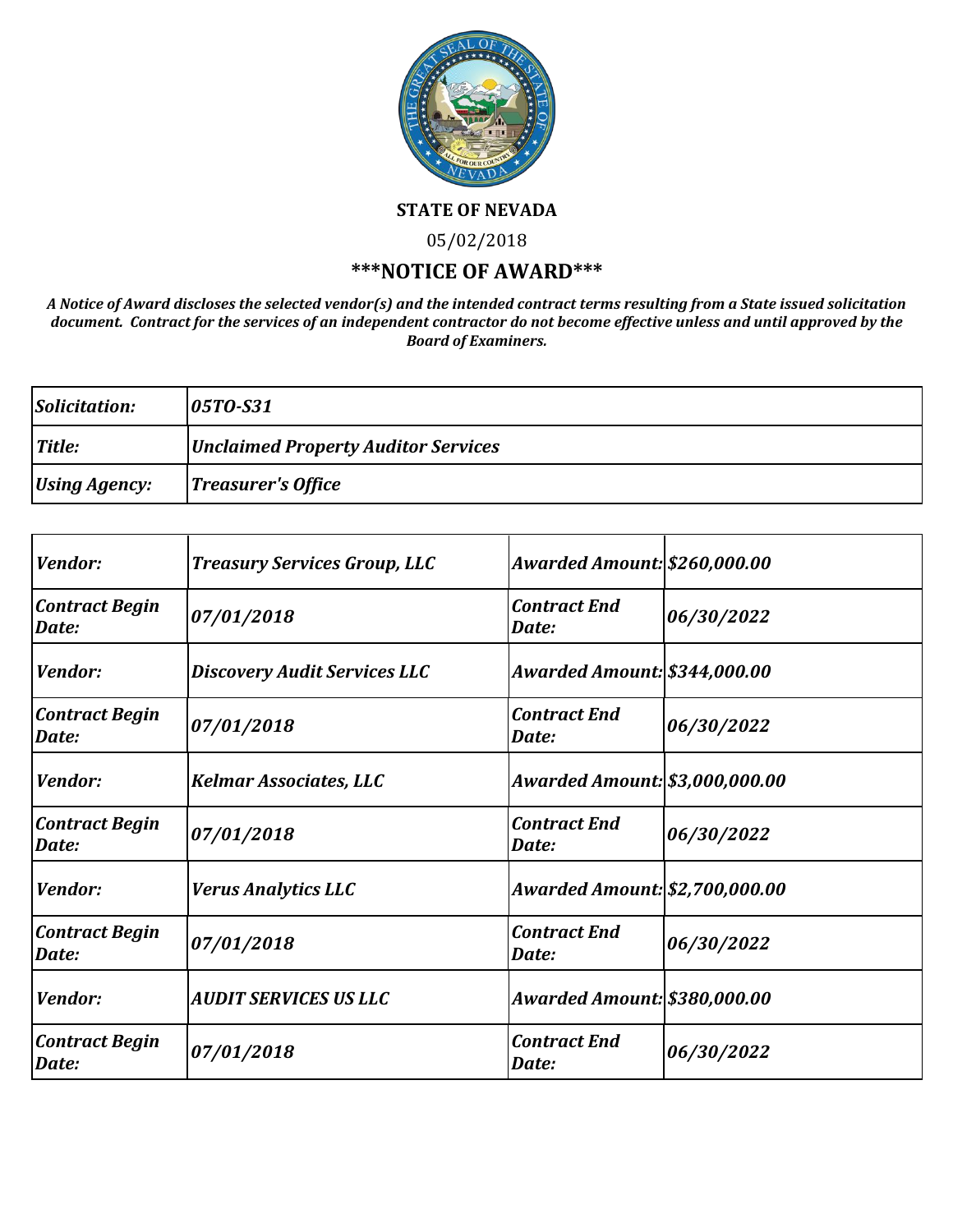**STATE OF NEVADA**

05/02/2018

# \*\*\*NOTICE OF AWARD\*\*\*

***A Notice of Award discloses the selected vendor(s) and the intended contract terms resulting from a State issued solicitation document. Contract for the services of an independent contractor do not become effective unless and until approved by the Board of Examiners.***

| | |
|---|---|
| ***Solicitation:*** | ***05TO-S31*** |
| ***Title:*** | ***Unclaimed Property Auditor Services*** |
| ***Using Agency:*** | ***Treasurer's Office*** |

| | | | |
|---|---|---|---|
| ***Vendor:*** | ***Treasury Services Group, LLC*** | ***Awarded Amount:*** | ***$260,000.00*** |
| ***Contract Begin Date:*** | ***07/01/2018*** | ***Contract End Date:*** | ***06/30/2022*** |
| ***Vendor:*** | ***Discovery Audit Services LLC*** | ***Awarded Amount:*** | ***$344,000.00*** |
| ***Contract Begin Date:*** | ***07/01/2018*** | ***Contract End Date:*** | ***06/30/2022*** |
| ***Vendor:*** | ***Kelmar Associates, LLC*** | ***Awarded Amount:*** | ***$3,000,000.00*** |
| ***Contract Begin Date:*** | ***07/01/2018*** | ***Contract End Date:*** | ***06/30/2022*** |
| ***Vendor:*** | ***Verus Analytics LLC*** | ***Awarded Amount:*** | ***$2,700,000.00*** |
| ***Contract Begin Date:*** | ***07/01/2018*** | ***Contract End Date:*** | ***06/30/2022*** |
| ***Vendor:*** | ***AUDIT SERVICES US LLC*** | ***Awarded Amount:*** | ***$380,000.00*** |
| ***Contract Begin Date:*** | ***07/01/2018*** | ***Contract End Date:*** | ***06/30/2022*** |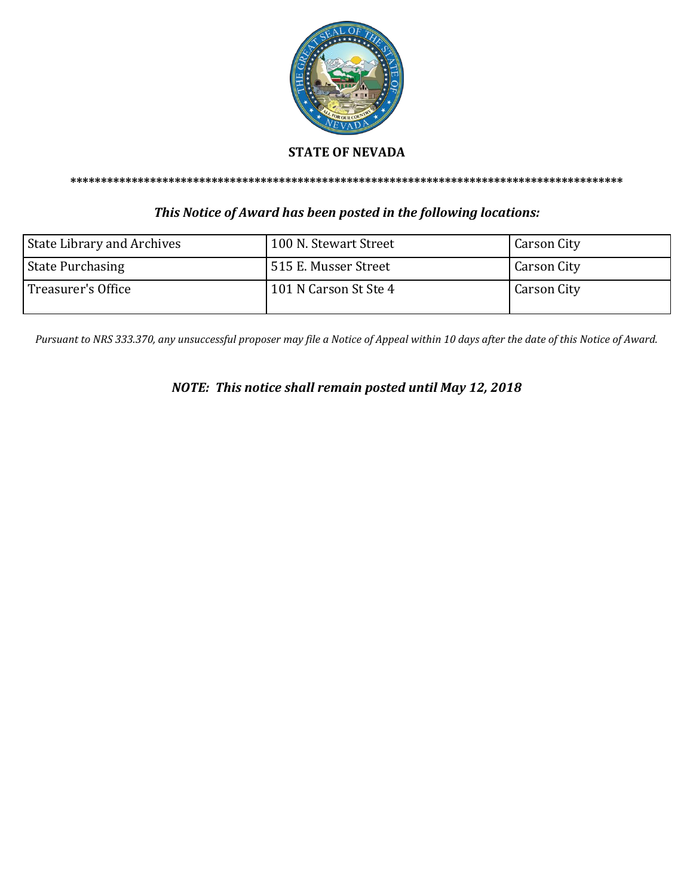**STATE OF NEVADA**

\*\*\*\*\*\*\*\*\*\*\*\*\*\*\*\*\*\*\*\*\*\*\*\*\*\*\*\*\*\*\*\*\*\*\*\*\*\*\*\*\*\*\*\*\*\*\*\*\*\*\*\*\*\*\*\*\*\*\*\*\*\*\*\*\*\*\*\*\*\*\*\*\*\*\*\*\*\*\*\*\*\*\*\*\*\*\*\*\*\*\*\*

***This Notice of Award has been posted in the following locations:***

| | | |
|---|---|---|
| State Library and Archives | 100 N. Stewart Street | Carson City |
| State Purchasing | 515 E. Musser Street | Carson City |
| Treasurer's Office | 101 N Carson St Ste 4 | Carson City |

*Pursuant to NRS 333.370, any unsuccessful proposer may file a Notice of Appeal within 10 days after the date of this Notice of Award.*

***NOTE: This notice shall remain posted until May 12, 2018***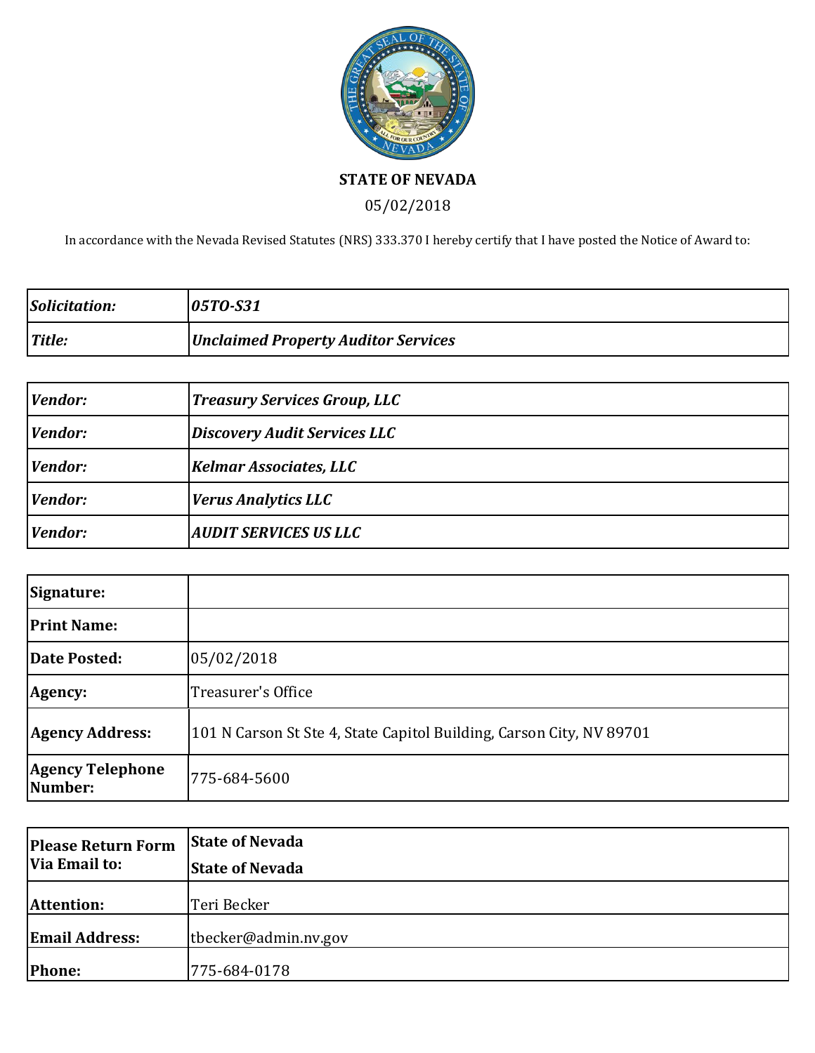**STATE OF NEVADA**

05/02/2018

In accordance with the Nevada Revised Statutes (NRS) 333.370 I hereby certify that I have posted the Notice of Award to:

| | |
|---|---|
| ***Solicitation:*** | ***05TO-S31*** |
| ***Title:*** | ***Unclaimed Property Auditor Services*** |

| | |
|---|---|
| ***Vendor:*** | ***Treasury Services Group, LLC*** |
| ***Vendor:*** | ***Discovery Audit Services LLC*** |
| ***Vendor:*** | ***Kelmar Associates, LLC*** |
| ***Vendor:*** | ***Verus Analytics LLC*** |
| ***Vendor:*** | ***AUDIT SERVICES US LLC*** |

| | |
|---|---|
| **Signature:** | |
| **Print Name:** | |
| **Date Posted:** | 05/02/2018 |
| **Agency:** | Treasurer's Office |
| **Agency Address:** | 101 N Carson St Ste 4, State Capitol Building, Carson City, NV 89701 |
| **Agency Telephone Number:** | 775-684-5600 |

| | |
|---|---|
| **Please Return Form Via Email to:** | **State of Nevada** **State of Nevada** |
| **Attention:** | Teri Becker |
| **Email Address:** | tbecker@admin.nv.gov |
| **Phone:** | 775-684-0178 |